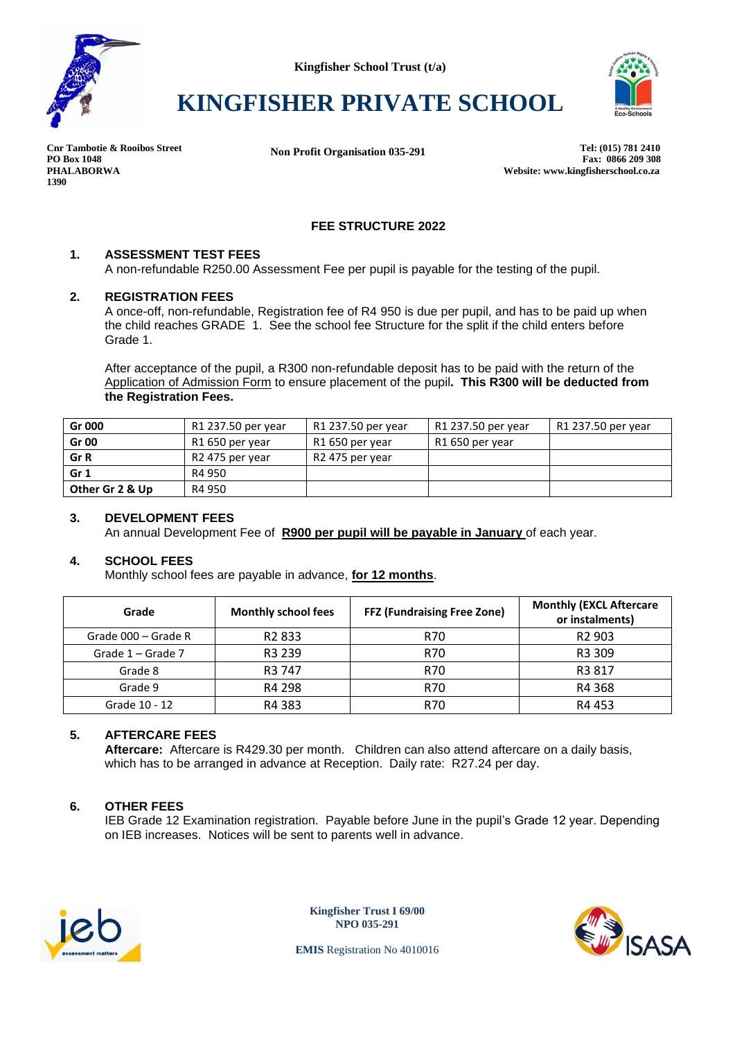Kingfisher School Trust (t/a)

# KINGFISHER PRIVATE SCHOOL

**Cnr Tambotie & Rooibos Street**
**PO Box 1048**
**PHALABORWA**
**1390**

**Non Profit Organisation 035-291**

**Tel: (015) 781 2410**
**Fax: 0866 209 308**
**Website: www.kingfisherschool.co.za**

## FEE STRUCTURE 2022

### 1. ASSESSMENT TEST FEES

A non-refundable R250.00 Assessment Fee per pupil is payable for the testing of the pupil.

### 2. REGISTRATION FEES

A once-off, non-refundable, Registration fee of R4 950 is due per pupil, and has to be paid up when the child reaches GRADE 1. See the school fee Structure for the split if the child enters before Grade 1.

After acceptance of the pupil, a R300 non-refundable deposit has to be paid with the return of the Application of Admission Form to ensure placement of the pupil**. This R300 will be deducted from the Registration Fees.**

| | | | | |
|---|---|---|---|---|
| **Gr 000** | R1 237.50 per year | R1 237.50 per year | R1 237.50 per year | R1 237.50 per year |
| **Gr 00** | R1 650 per year | R1 650 per year | R1 650 per year | |
| **Gr R** | R2 475 per year | R2 475 per year | | |
| **Gr 1** | R4 950 | | | |
| **Other Gr 2 & Up** | R4 950 | | | |

### 3. DEVELOPMENT FEES

An annual Development Fee of **R900 per pupil will be payable in January** of each year.

### 4. SCHOOL FEES

Monthly school fees are payable in advance, **for 12 months**.

| Grade | Monthly school fees | FFZ (Fundraising Free Zone) | Monthly (EXCL Aftercare or instalments) |
|---|---|---|---|
| Grade 000 – Grade R | R2 833 | R70 | R2 903 |
| Grade 1 – Grade 7 | R3 239 | R70 | R3 309 |
| Grade 8 | R3 747 | R70 | R3 817 |
| Grade 9 | R4 298 | R70 | R4 368 |
| Grade 10 - 12 | R4 383 | R70 | R4 453 |

### 5. AFTERCARE FEES

**Aftercare:** Aftercare is R429.30 per month. Children can also attend aftercare on a daily basis, which has to be arranged in advance at Reception. Daily rate: R27.24 per day.

### 6. OTHER FEES

IEB Grade 12 Examination registration. Payable before June in the pupil's Grade 12 year. Depending on IEB increases. Notices will be sent to parents well in advance.

**Kingfisher Trust I 69/00**
**NPO 035-291**

**EMIS** Registration No 4010016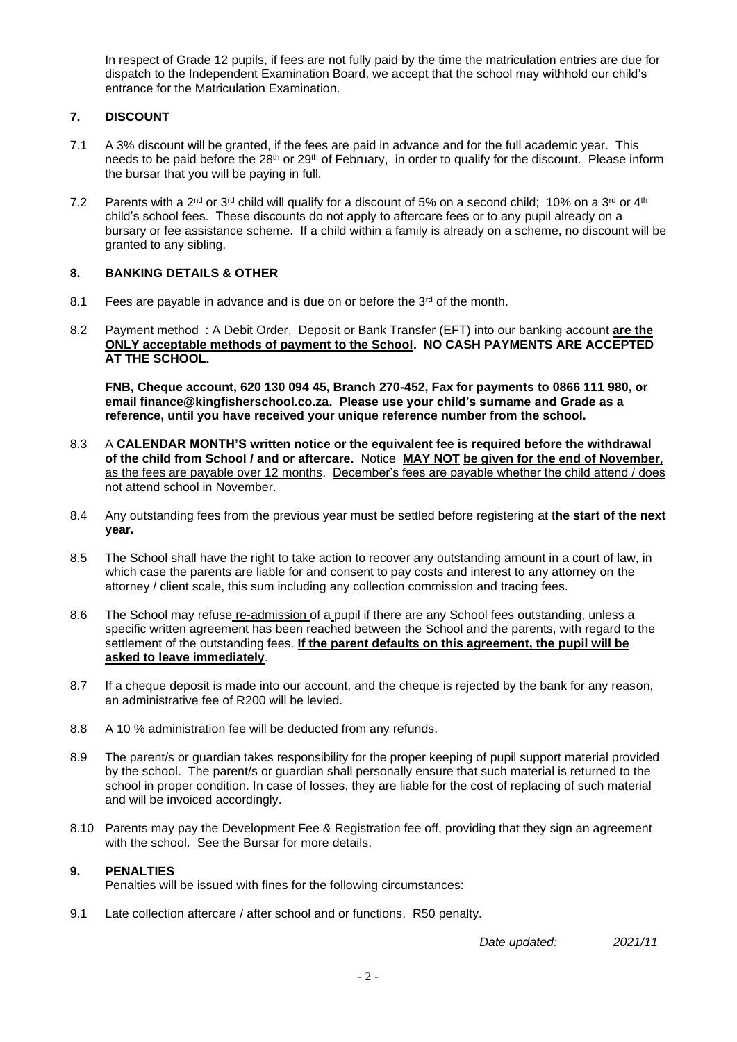In respect of Grade 12 pupils, if fees are not fully paid by the time the matriculation entries are due for dispatch to the Independent Examination Board, we accept that the school may withhold our child's entrance for the Matriculation Examination.

## 7. DISCOUNT

7.1 A 3% discount will be granted, if the fees are paid in advance and for the full academic year. This needs to be paid before the 28th or 29th of February, in order to qualify for the discount. Please inform the bursar that you will be paying in full.

7.2 Parents with a 2nd or 3rd child will qualify for a discount of 5% on a second child; 10% on a 3rd or 4th child's school fees. These discounts do not apply to aftercare fees or to any pupil already on a bursary or fee assistance scheme. If a child within a family is already on a scheme, no discount will be granted to any sibling.

## 8. BANKING DETAILS & OTHER

8.1 Fees are payable in advance and is due on or before the 3rd of the month.

8.2 Payment method : A Debit Order, Deposit or Bank Transfer (EFT) into our banking account **are the ONLY acceptable methods of payment to the School. NO CASH PAYMENTS ARE ACCEPTED AT THE SCHOOL.**

**FNB, Cheque account, 620 130 094 45, Branch 270-452, Fax for payments to 0866 111 980, or email finance@kingfisherschool.co.za. Please use your child's surname and Grade as a reference, until you have received your unique reference number from the school.**

8.3 A **CALENDAR MONTH'S written notice or the equivalent fee is required before the withdrawal of the child from School / and or aftercare.** Notice **MAY NOT be given for the end of November**, as the fees are payable over 12 months. December's fees are payable whether the child attend / does not attend school in November.

8.4 Any outstanding fees from the previous year must be settled before registering at t**he start of the next year.**

8.5 The School shall have the right to take action to recover any outstanding amount in a court of law, in which case the parents are liable for and consent to pay costs and interest to any attorney on the attorney / client scale, this sum including any collection commission and tracing fees.

8.6 The School may refuse re-admission of a pupil if there are any School fees outstanding, unless a specific written agreement has been reached between the School and the parents, with regard to the settlement of the outstanding fees. **If the parent defaults on this agreement, the pupil will be asked to leave immediately**.

8.7 If a cheque deposit is made into our account, and the cheque is rejected by the bank for any reason, an administrative fee of R200 will be levied.

8.8 A 10 % administration fee will be deducted from any refunds.

8.9 The parent/s or guardian takes responsibility for the proper keeping of pupil support material provided by the school. The parent/s or guardian shall personally ensure that such material is returned to the school in proper condition. In case of losses, they are liable for the cost of replacing of such material and will be invoiced accordingly.

8.10 Parents may pay the Development Fee & Registration fee off, providing that they sign an agreement with the school. See the Bursar for more details.

## 9. PENALTIES

Penalties will be issued with fines for the following circumstances:

9.1 Late collection aftercare / after school and or functions. R50 penalty.

*Date updated: 2021/11*